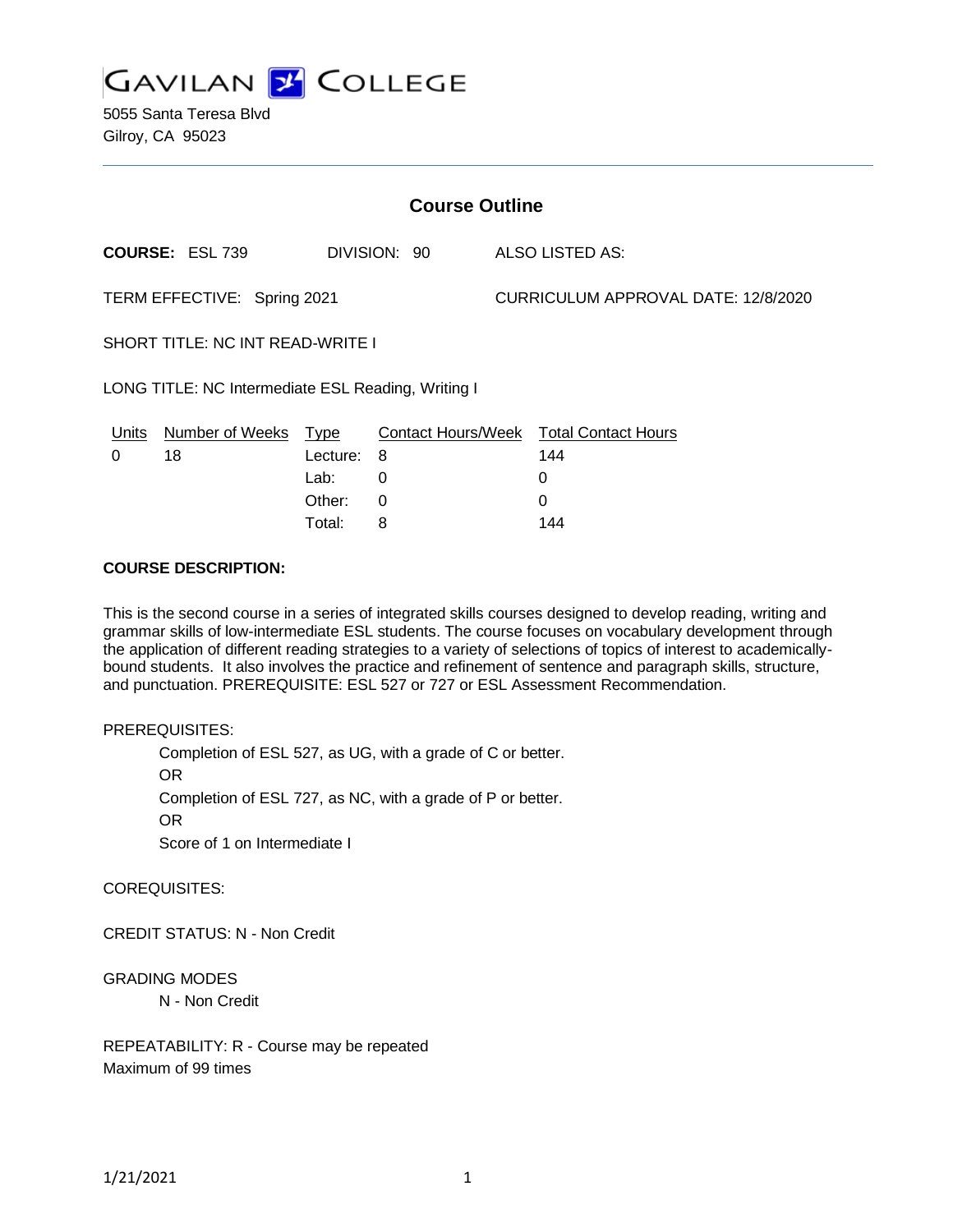# GAVILAN COLLEGE

5055 Santa Teresa Blvd
Gilroy, CA 95023

## Course Outline

**COURSE:** ESL 739 DIVISION: 90 ALSO LISTED AS:

TERM EFFECTIVE: Spring 2021 CURRICULUM APPROVAL DATE: 12/8/2020

SHORT TITLE: NC INT READ-WRITE I

LONG TITLE: NC Intermediate ESL Reading, Writing I

| Units | Number of Weeks | Type | Contact Hours/Week | Total Contact Hours |
|---|---|---|---|---|
| 0 | 18 | Lecture: | 8 | 144 |
| | | Lab: | 0 | 0 |
| | | Other: | 0 | 0 |
| | | Total: | 8 | 144 |

**COURSE DESCRIPTION:**

This is the second course in a series of integrated skills courses designed to develop reading, writing and grammar skills of low-intermediate ESL students. The course focuses on vocabulary development through the application of different reading strategies to a variety of selections of topics of interest to academically-bound students. It also involves the practice and refinement of sentence and paragraph skills, structure, and punctuation. PREREQUISITE: ESL 527 or 727 or ESL Assessment Recommendation.

PREREQUISITES:

Completion of ESL 527, as UG, with a grade of C or better.
OR
Completion of ESL 727, as NC, with a grade of P or better.
OR
Score of 1 on Intermediate I

COREQUISITES:

CREDIT STATUS: N - Non Credit

GRADING MODES

N - Non Credit

REPEATABILITY: R - Course may be repeated
Maximum of 99 times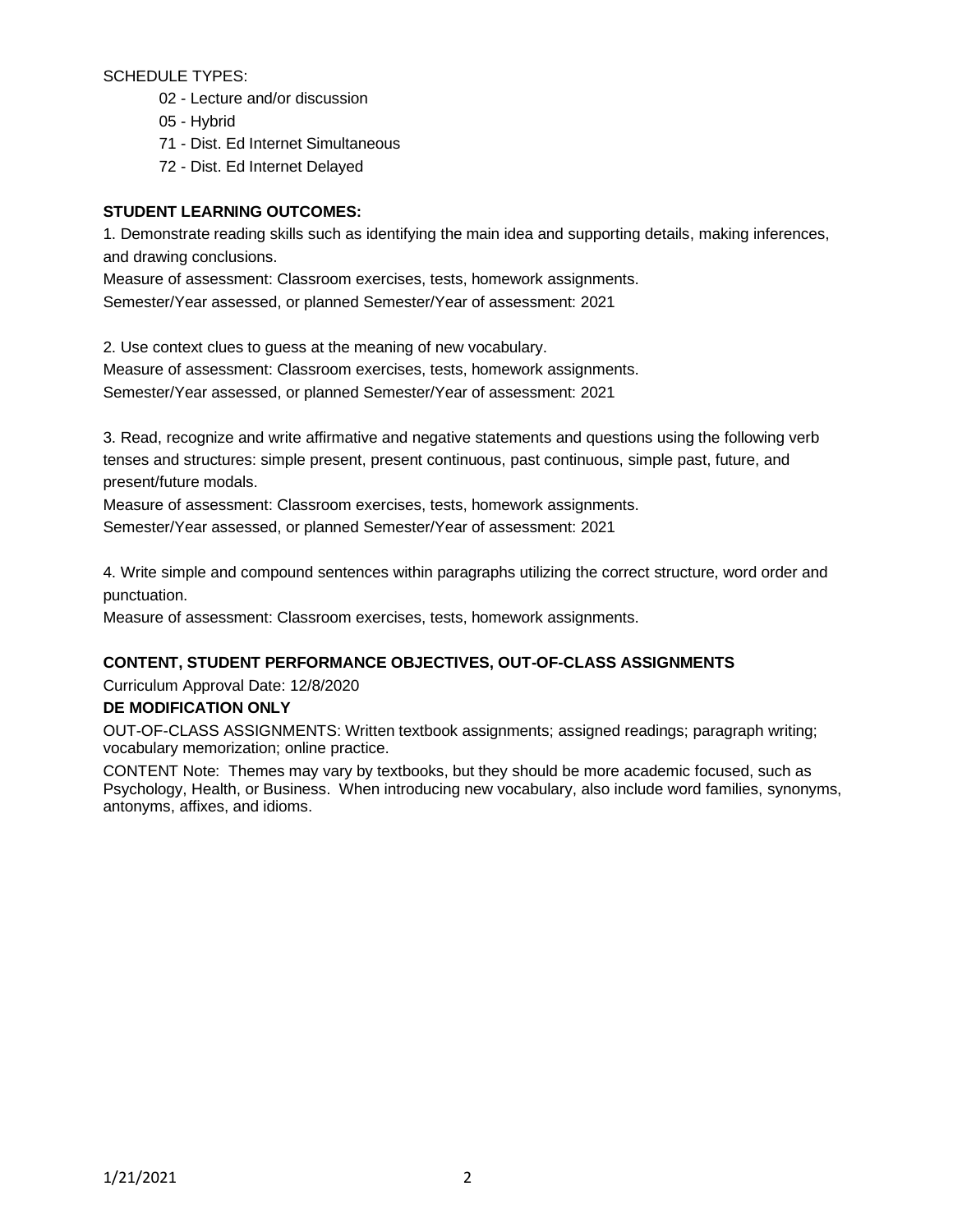SCHEDULE TYPES:

- 02 - Lecture and/or discussion
- 05 - Hybrid
- 71 - Dist. Ed Internet Simultaneous
- 72 - Dist. Ed Internet Delayed

**STUDENT LEARNING OUTCOMES:**

1. Demonstrate reading skills such as identifying the main idea and supporting details, making inferences, and drawing conclusions.
Measure of assessment: Classroom exercises, tests, homework assignments.
Semester/Year assessed, or planned Semester/Year of assessment: 2021

2. Use context clues to guess at the meaning of new vocabulary.
Measure of assessment: Classroom exercises, tests, homework assignments.
Semester/Year assessed, or planned Semester/Year of assessment: 2021

3. Read, recognize and write affirmative and negative statements and questions using the following verb tenses and structures: simple present, present continuous, past continuous, simple past, future, and present/future modals.
Measure of assessment: Classroom exercises, tests, homework assignments.
Semester/Year assessed, or planned Semester/Year of assessment: 2021

4. Write simple and compound sentences within paragraphs utilizing the correct structure, word order and punctuation.
Measure of assessment: Classroom exercises, tests, homework assignments.

**CONTENT, STUDENT PERFORMANCE OBJECTIVES, OUT-OF-CLASS ASSIGNMENTS**

Curriculum Approval Date: 12/8/2020

**DE MODIFICATION ONLY**

OUT-OF-CLASS ASSIGNMENTS: Written textbook assignments; assigned readings; paragraph writing; vocabulary memorization; online practice.

CONTENT Note: Themes may vary by textbooks, but they should be more academic focused, such as Psychology, Health, or Business. When introducing new vocabulary, also include word families, synonyms, antonyms, affixes, and idioms.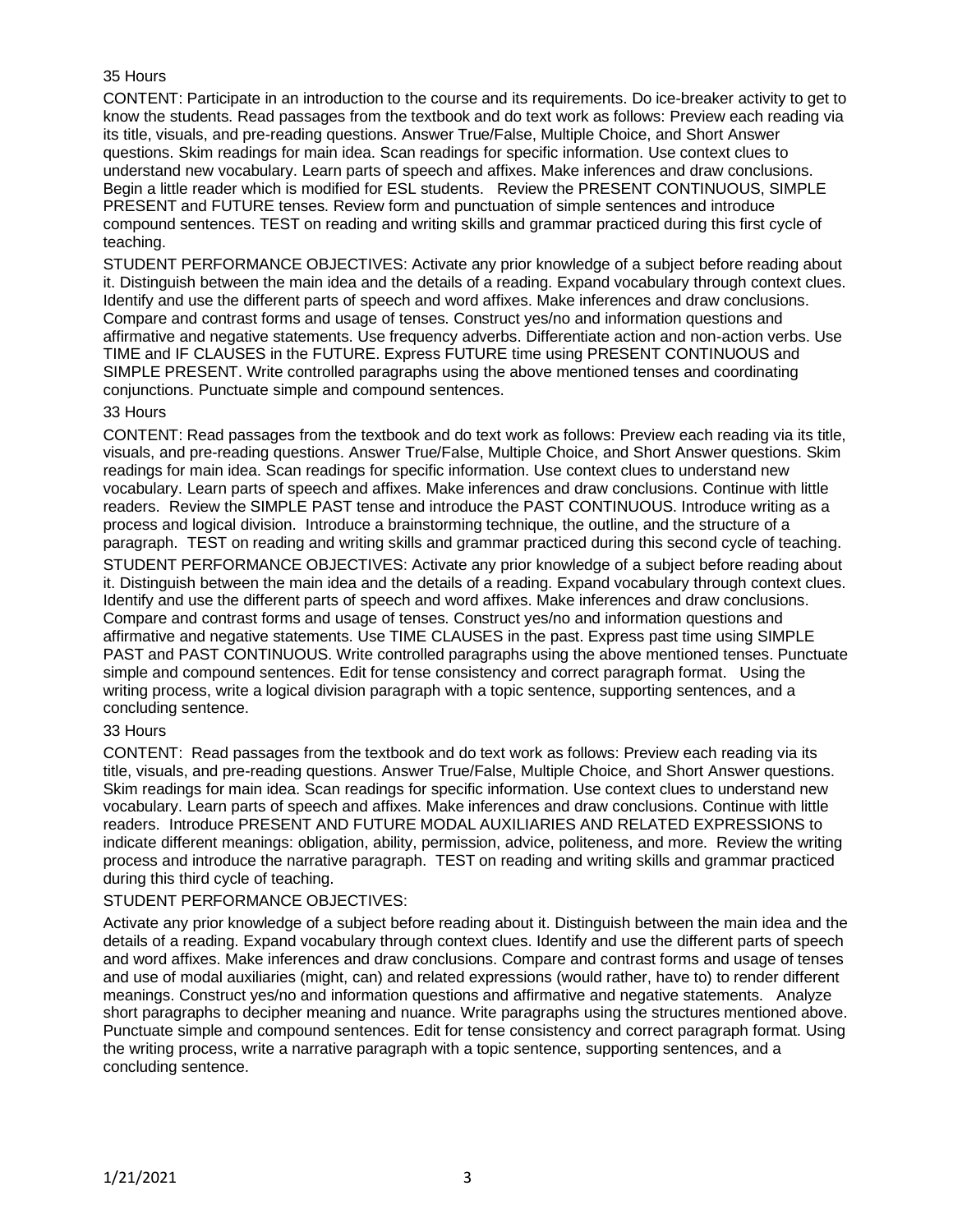35 Hours

CONTENT: Participate in an introduction to the course and its requirements. Do ice-breaker activity to get to know the students. Read passages from the textbook and do text work as follows: Preview each reading via its title, visuals, and pre-reading questions. Answer True/False, Multiple Choice, and Short Answer questions. Skim readings for main idea. Scan readings for specific information. Use context clues to understand new vocabulary. Learn parts of speech and affixes. Make inferences and draw conclusions. Begin a little reader which is modified for ESL students. Review the PRESENT CONTINUOUS, SIMPLE PRESENT and FUTURE tenses. Review form and punctuation of simple sentences and introduce compound sentences. TEST on reading and writing skills and grammar practiced during this first cycle of teaching.

STUDENT PERFORMANCE OBJECTIVES: Activate any prior knowledge of a subject before reading about it. Distinguish between the main idea and the details of a reading. Expand vocabulary through context clues. Identify and use the different parts of speech and word affixes. Make inferences and draw conclusions. Compare and contrast forms and usage of tenses. Construct yes/no and information questions and affirmative and negative statements. Use frequency adverbs. Differentiate action and non-action verbs. Use TIME and IF CLAUSES in the FUTURE. Express FUTURE time using PRESENT CONTINUOUS and SIMPLE PRESENT. Write controlled paragraphs using the above mentioned tenses and coordinating conjunctions. Punctuate simple and compound sentences.

33 Hours

CONTENT: Read passages from the textbook and do text work as follows: Preview each reading via its title, visuals, and pre-reading questions. Answer True/False, Multiple Choice, and Short Answer questions. Skim readings for main idea. Scan readings for specific information. Use context clues to understand new vocabulary. Learn parts of speech and affixes. Make inferences and draw conclusions. Continue with little readers. Review the SIMPLE PAST tense and introduce the PAST CONTINUOUS. Introduce writing as a process and logical division. Introduce a brainstorming technique, the outline, and the structure of a paragraph. TEST on reading and writing skills and grammar practiced during this second cycle of teaching.

STUDENT PERFORMANCE OBJECTIVES: Activate any prior knowledge of a subject before reading about it. Distinguish between the main idea and the details of a reading. Expand vocabulary through context clues. Identify and use the different parts of speech and word affixes. Make inferences and draw conclusions. Compare and contrast forms and usage of tenses. Construct yes/no and information questions and affirmative and negative statements. Use TIME CLAUSES in the past. Express past time using SIMPLE PAST and PAST CONTINUOUS. Write controlled paragraphs using the above mentioned tenses. Punctuate simple and compound sentences. Edit for tense consistency and correct paragraph format. Using the writing process, write a logical division paragraph with a topic sentence, supporting sentences, and a concluding sentence.

33 Hours

CONTENT: Read passages from the textbook and do text work as follows: Preview each reading via its title, visuals, and pre-reading questions. Answer True/False, Multiple Choice, and Short Answer questions. Skim readings for main idea. Scan readings for specific information. Use context clues to understand new vocabulary. Learn parts of speech and affixes. Make inferences and draw conclusions. Continue with little readers. Introduce PRESENT AND FUTURE MODAL AUXILIARIES AND RELATED EXPRESSIONS to indicate different meanings: obligation, ability, permission, advice, politeness, and more. Review the writing process and introduce the narrative paragraph. TEST on reading and writing skills and grammar practiced during this third cycle of teaching.

STUDENT PERFORMANCE OBJECTIVES:

Activate any prior knowledge of a subject before reading about it. Distinguish between the main idea and the details of a reading. Expand vocabulary through context clues. Identify and use the different parts of speech and word affixes. Make inferences and draw conclusions. Compare and contrast forms and usage of tenses and use of modal auxiliaries (might, can) and related expressions (would rather, have to) to render different meanings. Construct yes/no and information questions and affirmative and negative statements. Analyze short paragraphs to decipher meaning and nuance. Write paragraphs using the structures mentioned above. Punctuate simple and compound sentences. Edit for tense consistency and correct paragraph format. Using the writing process, write a narrative paragraph with a topic sentence, supporting sentences, and a concluding sentence.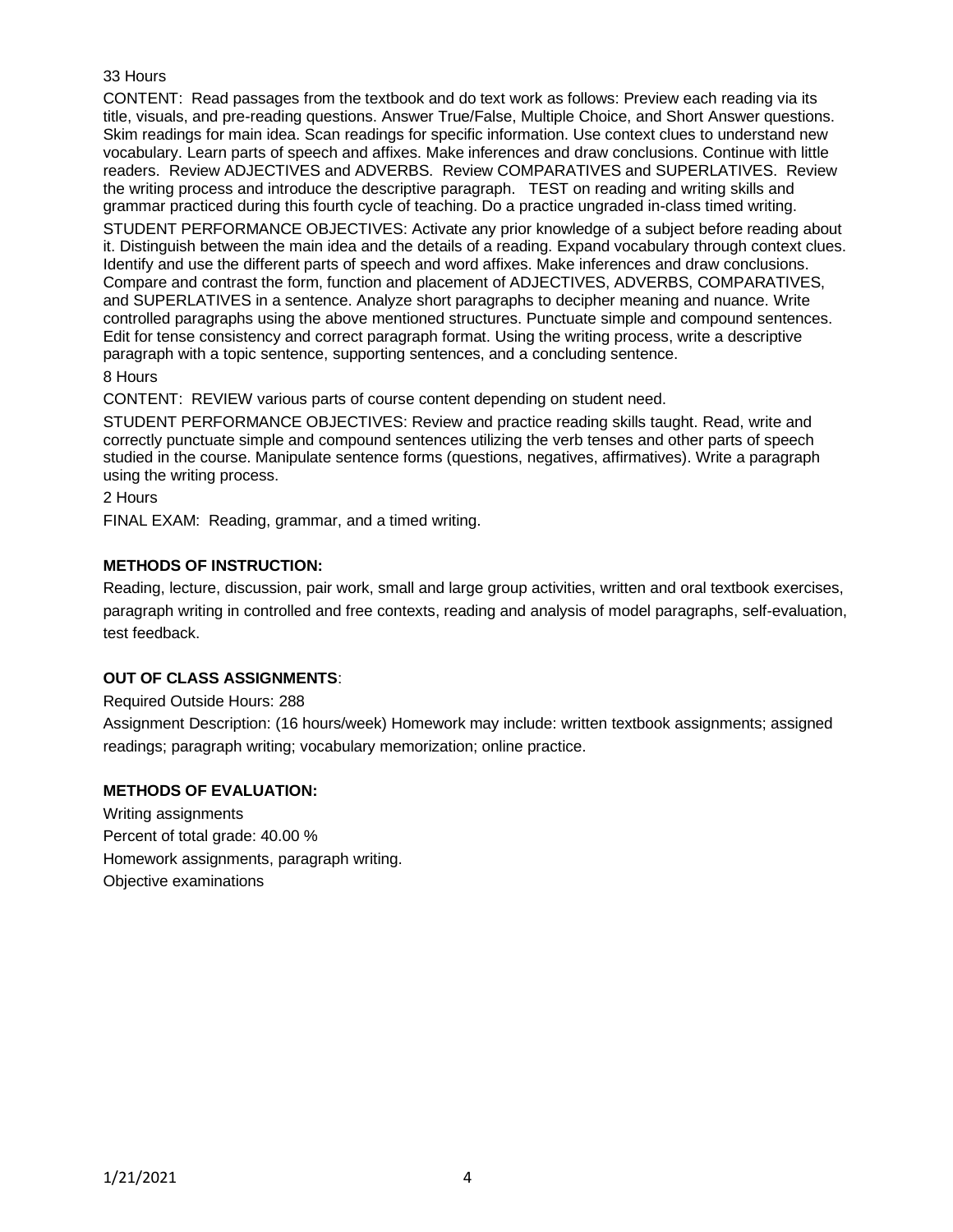33 Hours

CONTENT: Read passages from the textbook and do text work as follows: Preview each reading via its title, visuals, and pre-reading questions. Answer True/False, Multiple Choice, and Short Answer questions. Skim readings for main idea. Scan readings for specific information. Use context clues to understand new vocabulary. Learn parts of speech and affixes. Make inferences and draw conclusions. Continue with little readers. Review ADJECTIVES and ADVERBS. Review COMPARATIVES and SUPERLATIVES. Review the writing process and introduce the descriptive paragraph. TEST on reading and writing skills and grammar practiced during this fourth cycle of teaching. Do a practice ungraded in-class timed writing.

STUDENT PERFORMANCE OBJECTIVES: Activate any prior knowledge of a subject before reading about it. Distinguish between the main idea and the details of a reading. Expand vocabulary through context clues. Identify and use the different parts of speech and word affixes. Make inferences and draw conclusions. Compare and contrast the form, function and placement of ADJECTIVES, ADVERBS, COMPARATIVES, and SUPERLATIVES in a sentence. Analyze short paragraphs to decipher meaning and nuance. Write controlled paragraphs using the above mentioned structures. Punctuate simple and compound sentences. Edit for tense consistency and correct paragraph format. Using the writing process, write a descriptive paragraph with a topic sentence, supporting sentences, and a concluding sentence.

8 Hours

CONTENT: REVIEW various parts of course content depending on student need.

STUDENT PERFORMANCE OBJECTIVES: Review and practice reading skills taught. Read, write and correctly punctuate simple and compound sentences utilizing the verb tenses and other parts of speech studied in the course. Manipulate sentence forms (questions, negatives, affirmatives). Write a paragraph using the writing process.

2 Hours

FINAL EXAM: Reading, grammar, and a timed writing.

**METHODS OF INSTRUCTION:**

Reading, lecture, discussion, pair work, small and large group activities, written and oral textbook exercises, paragraph writing in controlled and free contexts, reading and analysis of model paragraphs, self-evaluation, test feedback.

**OUT OF CLASS ASSIGNMENTS**:

Required Outside Hours: 288

Assignment Description: (16 hours/week) Homework may include: written textbook assignments; assigned readings; paragraph writing; vocabulary memorization; online practice.

**METHODS OF EVALUATION:**

Writing assignments

Percent of total grade: 40.00 %

Homework assignments, paragraph writing.

Objective examinations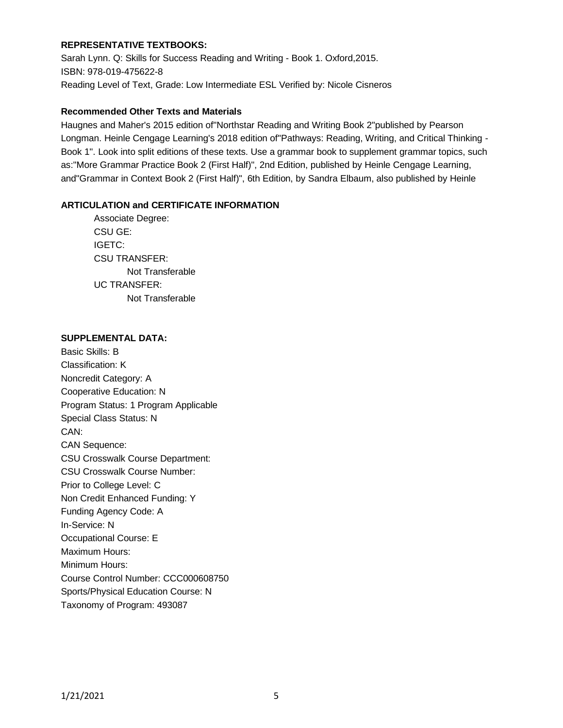**REPRESENTATIVE TEXTBOOKS:**

Sarah Lynn. Q: Skills for Success Reading and Writing - Book 1. Oxford,2015.
ISBN: 978-019-475622-8
Reading Level of Text, Grade: Low Intermediate ESL Verified by: Nicole Cisneros

**Recommended Other Texts and Materials**

Haugnes and Maher's 2015 edition of"Northstar Reading and Writing Book 2"published by Pearson Longman. Heinle Cengage Learning's 2018 edition of"Pathways: Reading, Writing, and Critical Thinking - Book 1". Look into split editions of these texts. Use a grammar book to supplement grammar topics, such as:"More Grammar Practice Book 2 (First Half)", 2nd Edition, published by Heinle Cengage Learning, and"Grammar in Context Book 2 (First Half)", 6th Edition, by Sandra Elbaum, also published by Heinle

**ARTICULATION and CERTIFICATE INFORMATION**

- Associate Degree:
- CSU GE:
- IGETC:
- CSU TRANSFER:
  - Not Transferable
- UC TRANSFER:
  - Not Transferable

**SUPPLEMENTAL DATA:**

Basic Skills: B
Classification: K
Noncredit Category: A
Cooperative Education: N
Program Status: 1 Program Applicable
Special Class Status: N
CAN:
CAN Sequence:
CSU Crosswalk Course Department:
CSU Crosswalk Course Number:
Prior to College Level: C
Non Credit Enhanced Funding: Y
Funding Agency Code: A
In-Service: N
Occupational Course: E
Maximum Hours:
Minimum Hours:
Course Control Number: CCC000608750
Sports/Physical Education Course: N
Taxonomy of Program: 493087